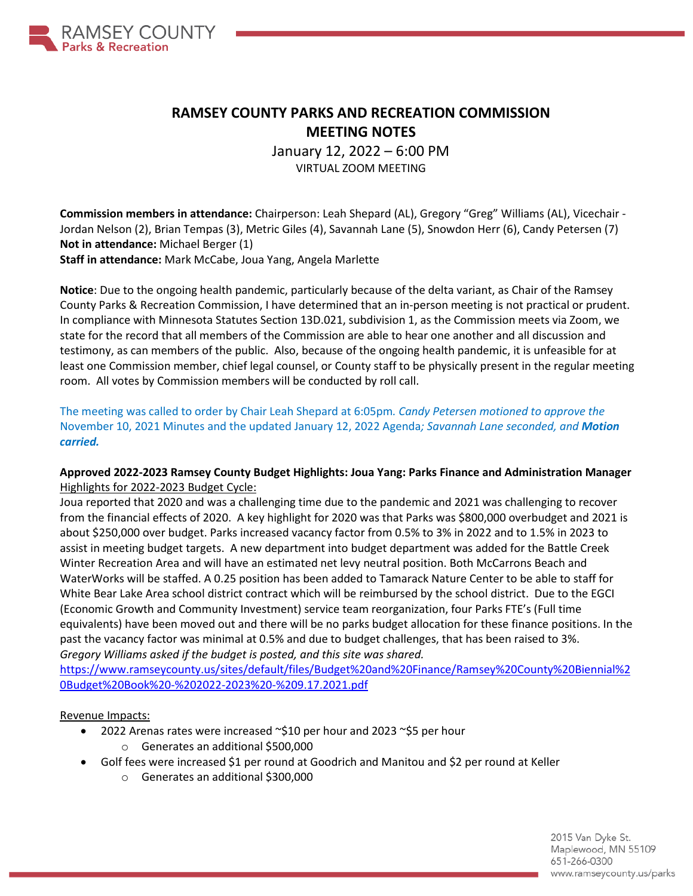# RAMSEY COUNTY PARKS AND RECREATION COMMISSION MEETING NOTES

January 12, 2022 – 6:00 PM

VIRTUAL ZOOM MEETING

**Commission members in attendance:** Chairperson: Leah Shepard (AL), Gregory "Greg" Williams (AL), Vicechair - Jordan Nelson (2), Brian Tempas (3), Metric Giles (4), Savannah Lane (5), Snowdon Herr (6), Candy Petersen (7)
**Not in attendance:** Michael Berger (1)
**Staff in attendance:** Mark McCabe, Joua Yang, Angela Marlette

**Notice**: Due to the ongoing health pandemic, particularly because of the delta variant, as Chair of the Ramsey County Parks & Recreation Commission, I have determined that an in-person meeting is not practical or prudent. In compliance with Minnesota Statutes Section 13D.021, subdivision 1, as the Commission meets via Zoom, we state for the record that all members of the Commission are able to hear one another and all discussion and testimony, as can members of the public. Also, because of the ongoing health pandemic, it is unfeasible for at least one Commission member, chief legal counsel, or County staff to be physically present in the regular meeting room. All votes by Commission members will be conducted by roll call.

The meeting was called to order by Chair Leah Shepard at 6:05pm. *Candy Petersen motioned to approve the* November 10, 2021 Minutes and the updated January 12, 2022 Agenda*; Savannah Lane seconded, and **Motion carried.***

**Approved 2022-2023 Ramsey County Budget Highlights: Joua Yang: Parks Finance and Administration Manager**

Highlights for 2022-2023 Budget Cycle:

Joua reported that 2020 and was a challenging time due to the pandemic and 2021 was challenging to recover from the financial effects of 2020. A key highlight for 2020 was that Parks was $800,000 overbudget and 2021 is about $250,000 over budget. Parks increased vacancy factor from 0.5% to 3% in 2022 and to 1.5% in 2023 to assist in meeting budget targets. A new department into budget department was added for the Battle Creek Winter Recreation Area and will have an estimated net levy neutral position. Both McCarrons Beach and WaterWorks will be staffed. A 0.25 position has been added to Tamarack Nature Center to be able to staff for White Bear Lake Area school district contract which will be reimbursed by the school district. Due to the EGCI (Economic Growth and Community Investment) service team reorganization, four Parks FTE's (Full time equivalents) have been moved out and there will be no parks budget allocation for these finance positions. In the past the vacancy factor was minimal at 0.5% and due to budget challenges, that has been raised to 3%.
*Gregory Williams asked if the budget is posted, and this site was shared.*
https://www.ramseycounty.us/sites/default/files/Budget%20and%20Finance/Ramsey%20County%20Biennial%20Budget%20Book%20-%202022-2023%20-%209.17.2021.pdf

Revenue Impacts:

- 2022 Arenas rates were increased ~$10 per hour and 2023 ~$5 per hour
  - Generates an additional $500,000
- Golf fees were increased $1 per round at Goodrich and Manitou and $2 per round at Keller
  - Generates an additional $300,000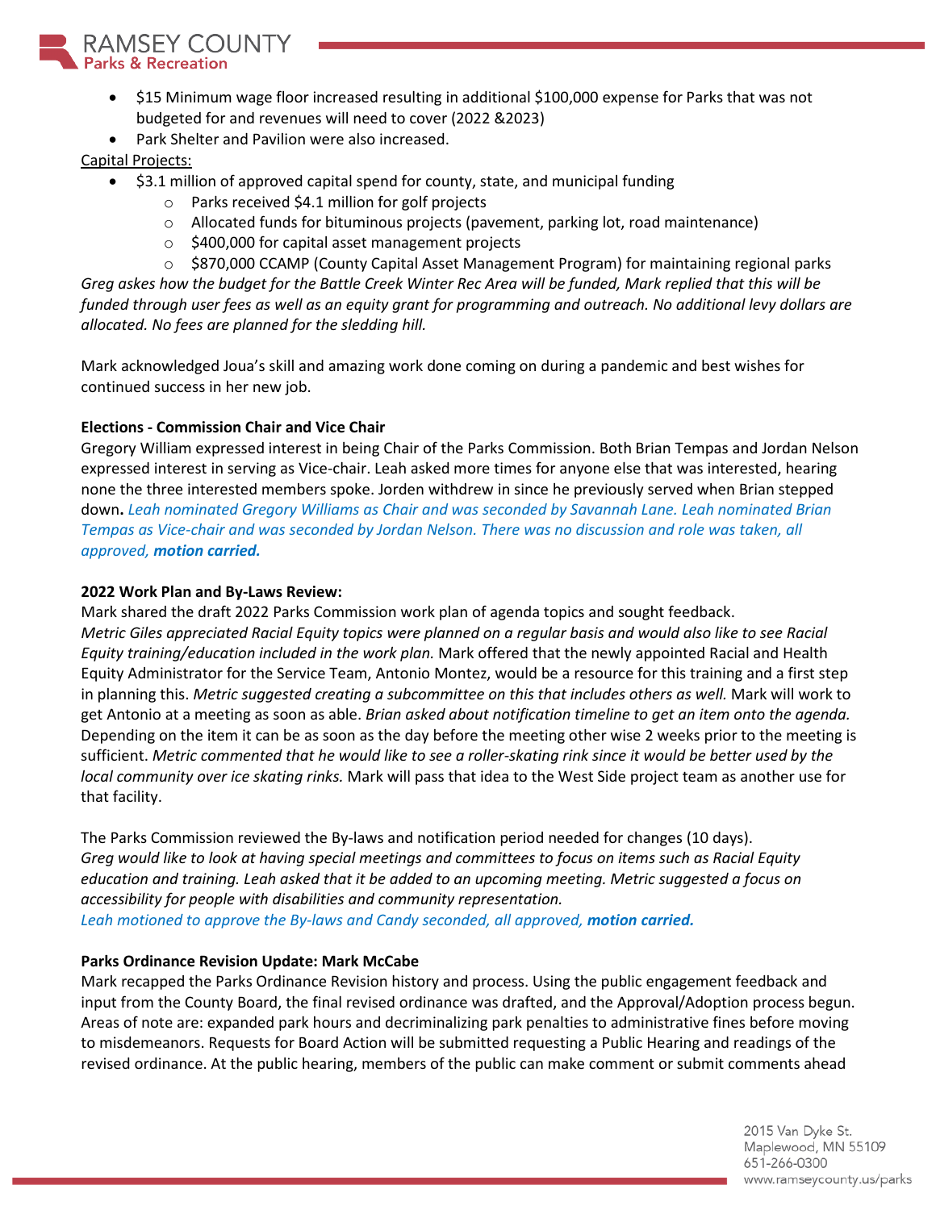- $15 Minimum wage floor increased resulting in additional $100,000 expense for Parks that was not budgeted for and revenues will need to cover (2022 &2023)
- Park Shelter and Pavilion were also increased.

Capital Projects:

- $3.1 million of approved capital spend for county, state, and municipal funding
  - Parks received $4.1 million for golf projects
  - Allocated funds for bituminous projects (pavement, parking lot, road maintenance)
  - $400,000 for capital asset management projects
  - $870,000 CCAMP (County Capital Asset Management Program) for maintaining regional parks

*Greg askes how the budget for the Battle Creek Winter Rec Area will be funded, Mark replied that this will be funded through user fees as well as an equity grant for programming and outreach. No additional levy dollars are allocated. No fees are planned for the sledding hill.*

Mark acknowledged Joua's skill and amazing work done coming on during a pandemic and best wishes for continued success in her new job.

**Elections - Commission Chair and Vice Chair**

Gregory William expressed interest in being Chair of the Parks Commission. Both Brian Tempas and Jordan Nelson expressed interest in serving as Vice-chair. Leah asked more times for anyone else that was interested, hearing none the three interested members spoke. Jorden withdrew in since he previously served when Brian stepped down. *Leah nominated Gregory Williams as Chair and was seconded by Savannah Lane. Leah nominated Brian Tempas as Vice-chair and was seconded by Jordan Nelson. There was no discussion and role was taken, all approved,* ***motion carried.***

**2022 Work Plan and By-Laws Review:**

Mark shared the draft 2022 Parks Commission work plan of agenda topics and sought feedback. *Metric Giles appreciated Racial Equity topics were planned on a regular basis and would also like to see Racial Equity training/education included in the work plan.* Mark offered that the newly appointed Racial and Health Equity Administrator for the Service Team, Antonio Montez, would be a resource for this training and a first step in planning this. *Metric suggested creating a subcommittee on this that includes others as well.* Mark will work to get Antonio at a meeting as soon as able. *Brian asked about notification timeline to get an item onto the agenda.* Depending on the item it can be as soon as the day before the meeting other wise 2 weeks prior to the meeting is sufficient. *Metric commented that he would like to see a roller-skating rink since it would be better used by the local community over ice skating rinks.* Mark will pass that idea to the West Side project team as another use for that facility.

The Parks Commission reviewed the By-laws and notification period needed for changes (10 days). *Greg would like to look at having special meetings and committees to focus on items such as Racial Equity education and training. Leah asked that it be added to an upcoming meeting. Metric suggested a focus on accessibility for people with disabilities and community representation.*
*Leah motioned to approve the By-laws and Candy seconded, all approved,* ***motion carried.***

**Parks Ordinance Revision Update: Mark McCabe**

Mark recapped the Parks Ordinance Revision history and process. Using the public engagement feedback and input from the County Board, the final revised ordinance was drafted, and the Approval/Adoption process begun. Areas of note are: expanded park hours and decriminalizing park penalties to administrative fines before moving to misdemeanors. Requests for Board Action will be submitted requesting a Public Hearing and readings of the revised ordinance. At the public hearing, members of the public can make comment or submit comments ahead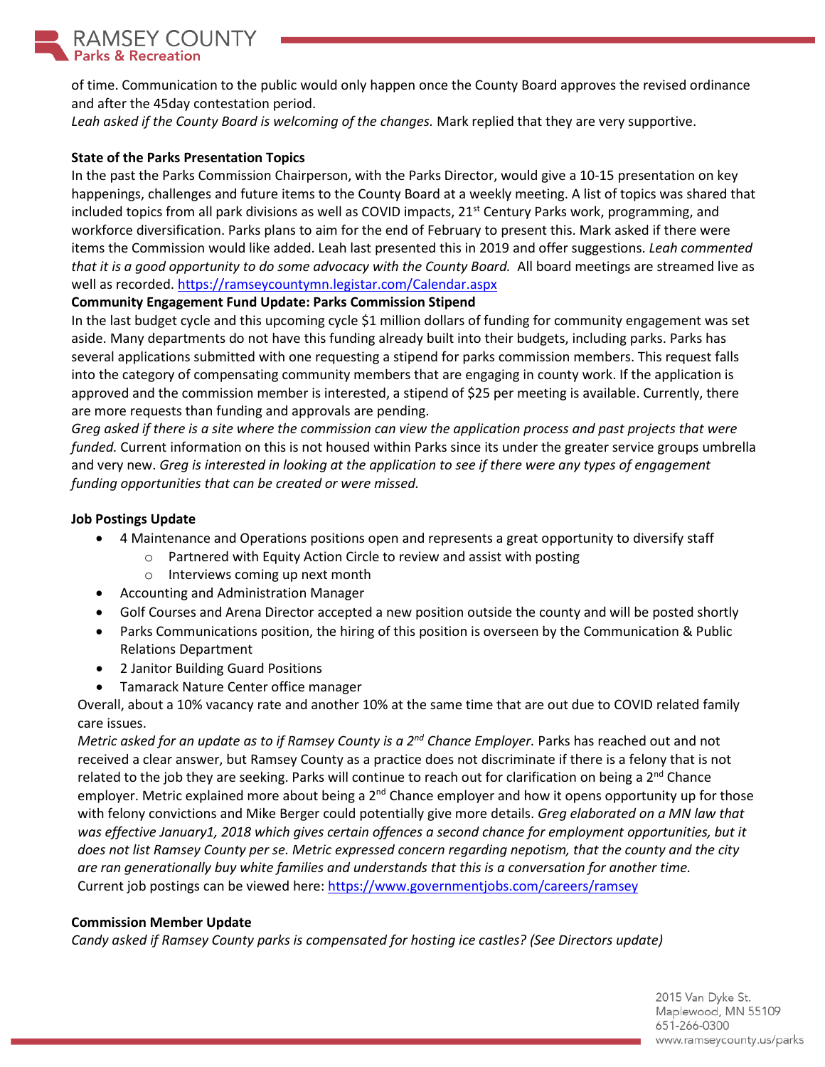of time. Communication to the public would only happen once the County Board approves the revised ordinance and after the 45day contestation period.

*Leah asked if the County Board is welcoming of the changes.* Mark replied that they are very supportive.

**State of the Parks Presentation Topics**

In the past the Parks Commission Chairperson, with the Parks Director, would give a 10-15 presentation on key happenings, challenges and future items to the County Board at a weekly meeting. A list of topics was shared that included topics from all park divisions as well as COVID impacts, 21st Century Parks work, programming, and workforce diversification. Parks plans to aim for the end of February to present this. Mark asked if there were items the Commission would like added. Leah last presented this in 2019 and offer suggestions. *Leah commented that it is a good opportunity to do some advocacy with the County Board.* All board meetings are streamed live as well as recorded. https://ramseycountymn.legistar.com/Calendar.aspx

**Community Engagement Fund Update: Parks Commission Stipend**

In the last budget cycle and this upcoming cycle $1 million dollars of funding for community engagement was set aside. Many departments do not have this funding already built into their budgets, including parks. Parks has several applications submitted with one requesting a stipend for parks commission members. This request falls into the category of compensating community members that are engaging in county work. If the application is approved and the commission member is interested, a stipend of $25 per meeting is available. Currently, there are more requests than funding and approvals are pending.

*Greg asked if there is a site where the commission can view the application process and past projects that were funded.* Current information on this is not housed within Parks since its under the greater service groups umbrella and very new. *Greg is interested in looking at the application to see if there were any types of engagement funding opportunities that can be created or were missed.*

**Job Postings Update**

- 4 Maintenance and Operations positions open and represents a great opportunity to diversify staff
  - Partnered with Equity Action Circle to review and assist with posting
  - Interviews coming up next month
- Accounting and Administration Manager
- Golf Courses and Arena Director accepted a new position outside the county and will be posted shortly
- Parks Communications position, the hiring of this position is overseen by the Communication & Public Relations Department
- 2 Janitor Building Guard Positions
- Tamarack Nature Center office manager

Overall, about a 10% vacancy rate and another 10% at the same time that are out due to COVID related family care issues.

*Metric asked for an update as to if Ramsey County is a 2nd Chance Employer.* Parks has reached out and not received a clear answer, but Ramsey County as a practice does not discriminate if there is a felony that is not related to the job they are seeking. Parks will continue to reach out for clarification on being a 2nd Chance employer. Metric explained more about being a 2nd Chance employer and how it opens opportunity up for those with felony convictions and Mike Berger could potentially give more details. *Greg elaborated on a MN law that was effective January1, 2018 which gives certain offences a second chance for employment opportunities, but it does not list Ramsey County per se. Metric expressed concern regarding nepotism, that the county and the city are ran generationally buy white families and understands that this is a conversation for another time.*

Current job postings can be viewed here: https://www.governmentjobs.com/careers/ramsey

**Commission Member Update**

*Candy asked if Ramsey County parks is compensated for hosting ice castles? (See Directors update)*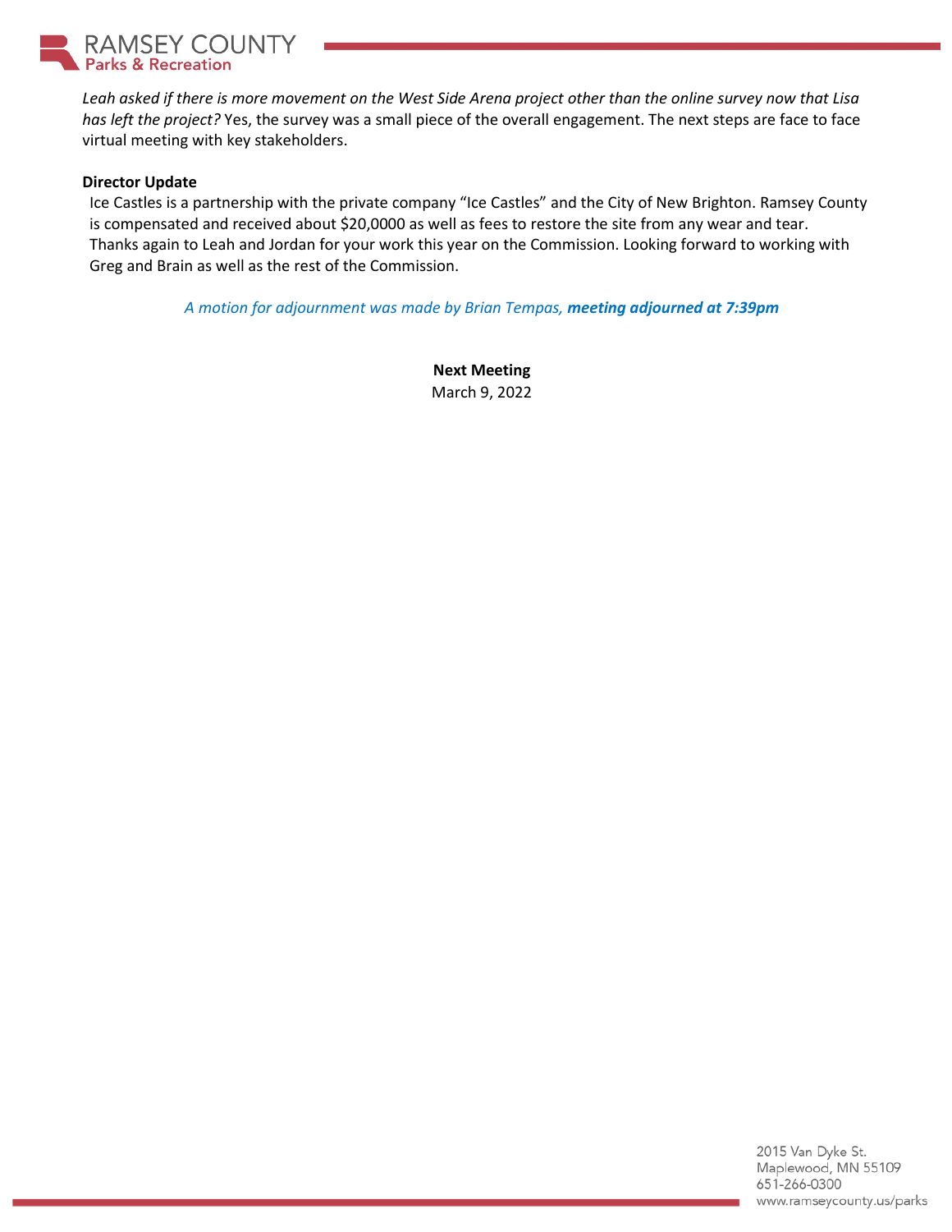*Leah asked if there is more movement on the West Side Arena project other than the online survey now that Lisa has left the project?* Yes, the survey was a small piece of the overall engagement. The next steps are face to face virtual meeting with key stakeholders.

**Director Update**

Ice Castles is a partnership with the private company "Ice Castles" and the City of New Brighton. Ramsey County is compensated and received about $20,0000 as well as fees to restore the site from any wear and tear. Thanks again to Leah and Jordan for your work this year on the Commission. Looking forward to working with Greg and Brain as well as the rest of the Commission.

*A motion for adjournment was made by Brian Tempas,* ***meeting adjourned at 7:39pm***

**Next Meeting**
March 9, 2022